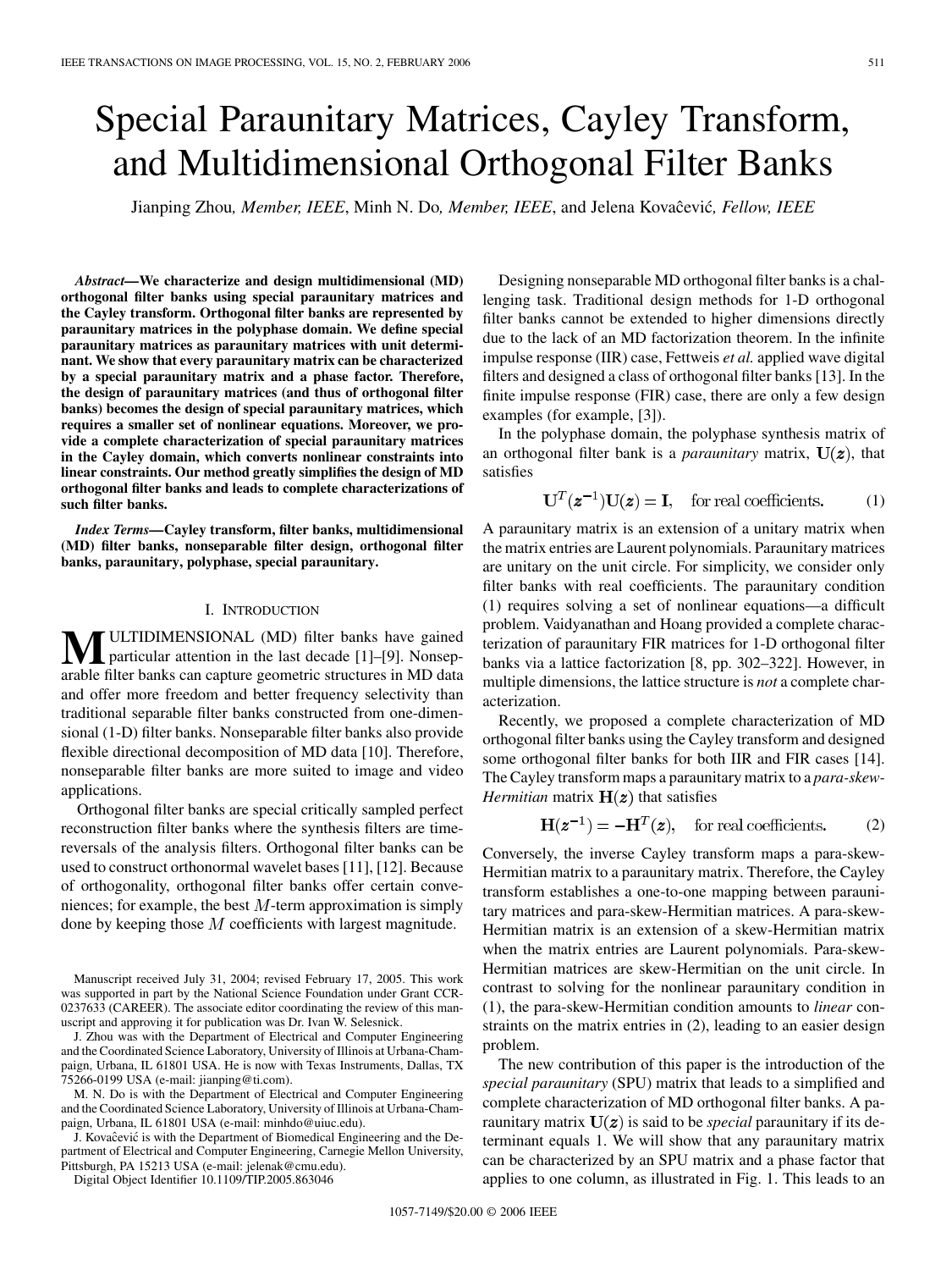# Special Paraunitary Matrices, Cayley Transform, and Multidimensional Orthogonal Filter Banks

Jianping Zhou, *Member, IEEE*, Minh N. Do, *Member, IEEE*, and Jelena Kovačević, *Fellow, IEEE*

***Abstract*—We characterize and design multidimensional (MD) orthogonal filter banks using special paraunitary matrices and the Cayley transform. Orthogonal filter banks are represented by paraunitary matrices in the polyphase domain. We define special paraunitary matrices as paraunitary matrices with unit determinant. We show that every paraunitary matrix can be characterized by a special paraunitary matrix and a phase factor. Therefore, the design of paraunitary matrices (and thus of orthogonal filter banks) becomes the design of special paraunitary matrices, which requires a smaller set of nonlinear equations. Moreover, we provide a complete characterization of special paraunitary matrices in the Cayley domain, which converts nonlinear constraints into linear constraints. Our method greatly simplifies the design of MD orthogonal filter banks and leads to complete characterizations of such filter banks.**

***Index Terms*—Cayley transform, filter banks, multidimensional (MD) filter banks, nonseparable filter design, orthogonal filter banks, paraunitary, polyphase, special paraunitary.**

## I. Introduction

Multidimensional (MD) filter banks have gained particular attention in the last decade [1]–[9]. Nonseparable filter banks can capture geometric structures in MD data and offer more freedom and better frequency selectivity than traditional separable filter banks constructed from one-dimensional (1-D) filter banks. Nonseparable filter banks also provide flexible directional decomposition of MD data [10]. Therefore, nonseparable filter banks are more suited to image and video applications.

Orthogonal filter banks are special critically sampled perfect reconstruction filter banks where the synthesis filters are time-reversals of the analysis filters. Orthogonal filter banks can be used to construct orthonormal wavelet bases [11], [12]. Because of orthogonality, orthogonal filter banks offer certain conveniences; for example, the best $M$-term approximation is simply done by keeping those $M$ coefficients with largest magnitude.

Manuscript received July 31, 2004; revised February 17, 2005. This work was supported in part by the National Science Foundation under Grant CCR-0237633 (CAREER). The associate editor coordinating the review of this manuscript and approving it for publication was Dr. Ivan W. Selesnick.

J. Zhou was with the Department of Electrical and Computer Engineering and the Coordinated Science Laboratory, University of Illinois at Urbana-Champaign, Urbana, IL 61801 USA. He is now with Texas Instruments, Dallas, TX 75266-0199 USA (e-mail: jianping@ti.com).

M. N. Do is with the Department of Electrical and Computer Engineering and the Coordinated Science Laboratory, University of Illinois at Urbana-Champaign, Urbana, IL 61801 USA (e-mail: minhdo@uiuc.edu).

J. Kovačević is with the Department of Biomedical Engineering and the Department of Electrical and Computer Engineering, Carnegie Mellon University, Pittsburgh, PA 15213 USA (e-mail: jelenak@cmu.edu).

Digital Object Identifier 10.1109/TIP.2005.863046

Designing nonseparable MD orthogonal filter banks is a challenging task. Traditional design methods for 1-D orthogonal filter banks cannot be extended to higher dimensions directly due to the lack of an MD factorization theorem. In the infinite impulse response (IIR) case, Fettweis *et al.* applied wave digital filters and designed a class of orthogonal filter banks [13]. In the finite impulse response (FIR) case, there are only a few design examples (for example, [3]).

In the polyphase domain, the polyphase synthesis matrix of an orthogonal filter bank is a *paraunitary* matrix, $\mathbf{U}(\boldsymbol{z})$, that satisfies

$$\mathbf{U}^T(\boldsymbol{z}^{-1})\mathbf{U}(\boldsymbol{z}) = \mathbf{I}, \quad \text{for real coefficients.} \tag{1}$$

A paraunitary matrix is an extension of a unitary matrix when the matrix entries are Laurent polynomials. Paraunitary matrices are unitary on the unit circle. For simplicity, we consider only filter banks with real coefficients. The paraunitary condition (1) requires solving a set of nonlinear equations—a difficult problem. Vaidyanathan and Hoang provided a complete characterization of paraunitary FIR matrices for 1-D orthogonal filter banks via a lattice factorization [8, pp. 302–322]. However, in multiple dimensions, the lattice structure is *not* a complete characterization.

Recently, we proposed a complete characterization of MD orthogonal filter banks using the Cayley transform and designed some orthogonal filter banks for both IIR and FIR cases [14]. The Cayley transform maps a paraunitary matrix to a *para-skew-Hermitian* matrix $\mathbf{H}(\boldsymbol{z})$ that satisfies

$$\mathbf{H}(\boldsymbol{z}^{-1}) = -\mathbf{H}^T(\boldsymbol{z}), \quad \text{for real coefficients.} \tag{2}$$

Conversely, the inverse Cayley transform maps a para-skew-Hermitian matrix to a paraunitary matrix. Therefore, the Cayley transform establishes a one-to-one mapping between paraunitary matrices and para-skew-Hermitian matrices. A para-skew-Hermitian matrix is an extension of a skew-Hermitian matrix when the matrix entries are Laurent polynomials. Para-skew-Hermitian matrices are skew-Hermitian on the unit circle. In contrast to solving for the nonlinear paraunitary condition in (1), the para-skew-Hermitian condition amounts to *linear* constraints on the matrix entries in (2), leading to an easier design problem.

The new contribution of this paper is the introduction of the *special paraunitary* (SPU) matrix that leads to a simplified and complete characterization of MD orthogonal filter banks. A paraunitary matrix $\mathbf{U}(\boldsymbol{z})$ is said to be *special* paraunitary if its determinant equals 1. We will show that any paraunitary matrix can be characterized by an SPU matrix and a phase factor that applies to one column, as illustrated in Fig. 1. This leads to an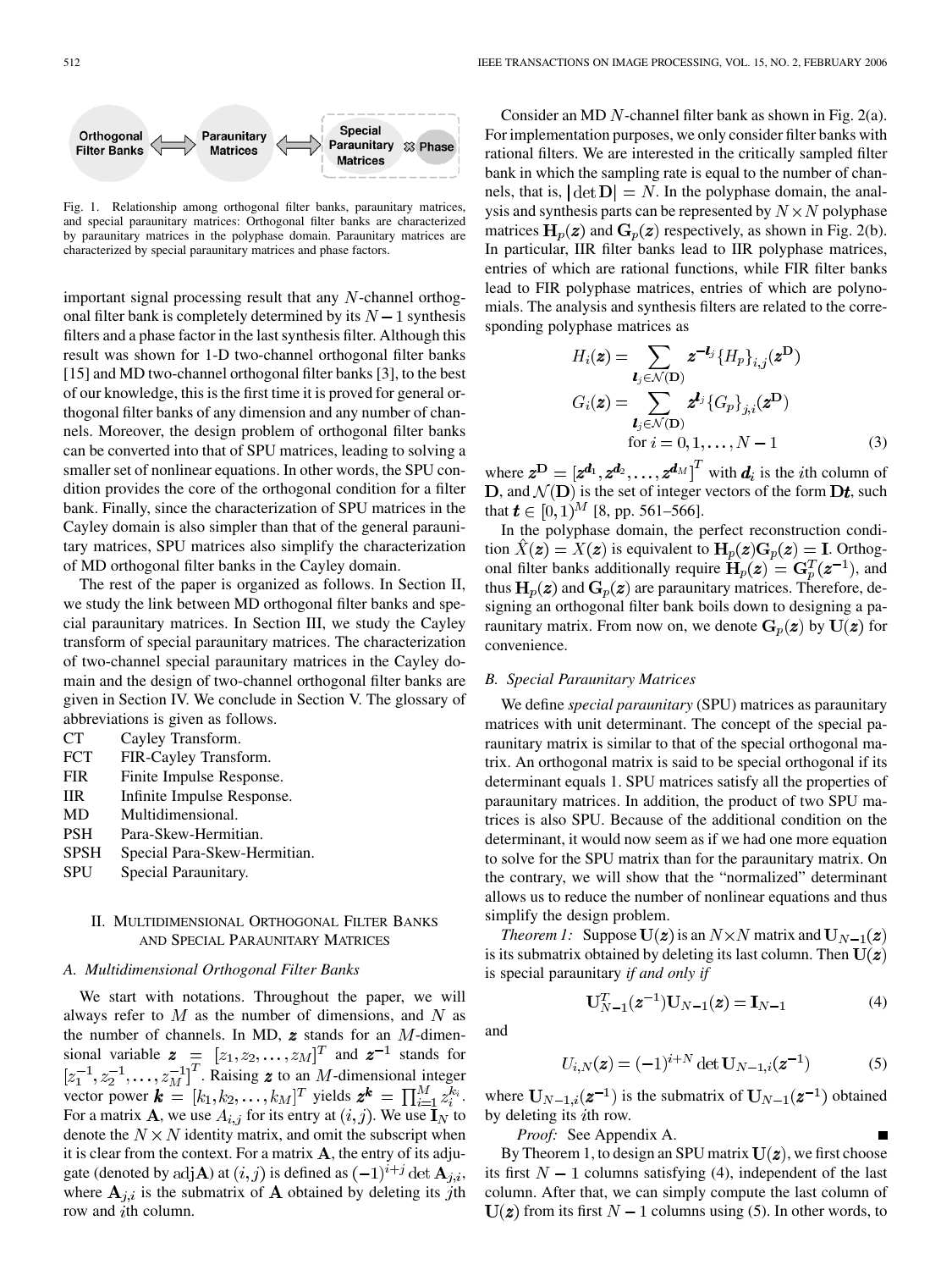Orthogonal Filter Banks ⟺ Paraunitary Matrices ⟺ Special Paraunitary Matrices ⊗ Phase

Fig. 1. Relationship among orthogonal filter banks, paraunitary matrices, and special paraunitary matrices: Orthogonal filter banks are characterized by paraunitary matrices in the polyphase domain. Paraunitary matrices are characterized by special paraunitary matrices and phase factors.

important signal processing result that any $N$-channel orthogonal filter bank is completely determined by its $N-1$ synthesis filters and a phase factor in the last synthesis filter. Although this result was shown for 1-D two-channel orthogonal filter banks [15] and MD two-channel orthogonal filter banks [3], to the best of our knowledge, this is the first time it is proved for general orthogonal filter banks of any dimension and any number of channels. Moreover, the design problem of orthogonal filter banks can be converted into that of SPU matrices, leading to solving a smaller set of nonlinear equations. In other words, the SPU condition provides the core of the orthogonal condition for a filter bank. Finally, since the characterization of SPU matrices in the Cayley domain is also simpler than that of the general paraunitary matrices, SPU matrices also simplify the characterization of MD orthogonal filter banks in the Cayley domain.

The rest of the paper is organized as follows. In Section II, we study the link between MD orthogonal filter banks and special paraunitary matrices. In Section III, we study the Cayley transform of special paraunitary matrices. The characterization of two-channel special paraunitary matrices in the Cayley domain and the design of two-channel orthogonal filter banks are given in Section IV. We conclude in Section V. The glossary of abbreviations is given as follows.

| | |
|---|---|
| CT | Cayley Transform. |
| FCT | FIR-Cayley Transform. |
| FIR | Finite Impulse Response. |
| IIR | Infinite Impulse Response. |
| MD | Multidimensional. |
| PSH | Para-Skew-Hermitian. |
| SPSH | Special Para-Skew-Hermitian. |
| SPU | Special Paraunitary. |

## II. Multidimensional Orthogonal Filter Banks and Special Paraunitary Matrices

### A. Multidimensional Orthogonal Filter Banks

We start with notations. Throughout the paper, we will always refer to $M$ as the number of dimensions, and $N$ as the number of channels. In MD, $\boldsymbol{z}$ stands for an $M$-dimensional variable $\boldsymbol{z} = [z_1, z_2, \ldots, z_M]^T$ and $\boldsymbol{z}^{-1}$ stands for $[z_1^{-1}, z_2^{-1}, \ldots, z_M^{-1}]^T$. Raising $\boldsymbol{z}$ to an $M$-dimensional integer vector power $\boldsymbol{k} = [k_1, k_2, \ldots, k_M]^T$ yields $\boldsymbol{z}^{\boldsymbol{k}} = \prod_{i=1}^{M} z_i^{k_i}$. For a matrix $\mathbf{A}$, we use $A_{i,j}$ for its entry at $(i,j)$. We use $\mathbf{I}_N$ to denote the $N \times N$ identity matrix, and omit the subscript when it is clear from the context. For a matrix $\mathbf{A}$, the entry of its adjugate (denoted by $\operatorname{adj}\mathbf{A}$) at $(i,j)$ is defined as $(-1)^{i+j} \det \mathbf{A}_{j,i}$, where $\mathbf{A}_{j,i}$ is the submatrix of $\mathbf{A}$ obtained by deleting its $j$th row and $i$th column.

Consider an MD $N$-channel filter bank as shown in Fig. 2(a). For implementation purposes, we only consider filter banks with rational filters. We are interested in the critically sampled filter bank in which the sampling rate is equal to the number of channels, that is, $|\det \mathbf{D}| = N$. In the polyphase domain, the analysis and synthesis parts can be represented by $N \times N$ polyphase matrices $\mathbf{H}_p(\boldsymbol{z})$ and $\mathbf{G}_p(\boldsymbol{z})$ respectively, as shown in Fig. 2(b). In particular, IIR filter banks lead to IIR polyphase matrices, entries of which are rational functions, while FIR filter banks lead to FIR polyphase matrices, entries of which are polynomials. The analysis and synthesis filters are related to the corresponding polyphase matrices as

$$
\begin{aligned}
H_i(\boldsymbol{z}) &= \sum_{\boldsymbol{l}_j \in \mathcal{N}(\mathbf{D})} \boldsymbol{z}^{-\boldsymbol{l}_j} \{H_p\}_{i,j}(\boldsymbol{z}^{\mathbf{D}}) \\
G_i(\boldsymbol{z}) &= \sum_{\boldsymbol{l}_j \in \mathcal{N}(\mathbf{D})} \boldsymbol{z}^{\boldsymbol{l}_j} \{G_p\}_{j,i}(\boldsymbol{z}^{\mathbf{D}}) \\
&\quad \text{for } i = 0, 1, \ldots, N-1
\end{aligned}
\tag{3}
$$

where $\boldsymbol{z}^{\mathbf{D}} = [\boldsymbol{z}^{\boldsymbol{d}_1}, \boldsymbol{z}^{\boldsymbol{d}_2}, \ldots, \boldsymbol{z}^{\boldsymbol{d}_M}]^T$ with $\boldsymbol{d}_i$ is the $i$th column of $\mathbf{D}$, and $\mathcal{N}(\mathbf{D})$ is the set of integer vectors of the form $\mathbf{D}\boldsymbol{t}$, such that $\boldsymbol{t} \in [0,1)^M$ [8, pp. 561–566].

In the polyphase domain, the perfect reconstruction condition $\hat{X}(\boldsymbol{z}) = X(\boldsymbol{z})$ is equivalent to $\mathbf{H}_p(\boldsymbol{z})\mathbf{G}_p(\boldsymbol{z}) = \mathbf{I}$. Orthogonal filter banks additionally require $\mathbf{H}_p(\boldsymbol{z}) = \mathbf{G}_p^T(\boldsymbol{z}^{-1})$, and thus $\mathbf{H}_p(\boldsymbol{z})$ and $\mathbf{G}_p(\boldsymbol{z})$ are paraunitary matrices. Therefore, designing an orthogonal filter bank boils down to designing a paraunitary matrix. From now on, we denote $\mathbf{G}_p(\boldsymbol{z})$ by $\mathbf{U}(\boldsymbol{z})$ for convenience.

### B. Special Paraunitary Matrices

We define *special paraunitary* (SPU) matrices as paraunitary matrices with unit determinant. The concept of the special paraunitary matrix is similar to that of the special orthogonal matrix. An orthogonal matrix is said to be special orthogonal if its determinant equals 1. SPU matrices satisfy all the properties of paraunitary matrices. In addition, the product of two SPU matrices is also SPU. Because of the additional condition on the determinant, it would now seem as if we had one more equation to solve for the SPU matrix than for the paraunitary matrix. On the contrary, we will show that the "normalized" determinant allows us to reduce the number of nonlinear equations and thus simplify the design problem.

*Theorem 1:* Suppose $\mathbf{U}(\boldsymbol{z})$ is an $N \times N$ matrix and $\mathbf{U}_{N-1}(\boldsymbol{z})$ is its submatrix obtained by deleting its last column. Then $\mathbf{U}(\boldsymbol{z})$ is special paraunitary *if and only if*

$$
\mathbf{U}_{N-1}^T(\boldsymbol{z}^{-1})\mathbf{U}_{N-1}(\boldsymbol{z}) = \mathbf{I}_{N-1} \tag{4}
$$

and

$$
U_{i,N}(\boldsymbol{z}) = (-1)^{i+N} \det \mathbf{U}_{N-1,i}(\boldsymbol{z}^{-1}) \tag{5}
$$

where $\mathbf{U}_{N-1,i}(\boldsymbol{z}^{-1})$ is the submatrix of $\mathbf{U}_{N-1}(\boldsymbol{z}^{-1})$ obtained by deleting its $i$th row.

*Proof:* See Appendix A. ∎

By Theorem 1, to design an SPU matrix $\mathbf{U}(\boldsymbol{z})$, we first choose its first $N-1$ columns satisfying (4), independent of the last column. After that, we can simply compute the last column of $\mathbf{U}(\boldsymbol{z})$ from its first $N-1$ columns using (5). In other words, to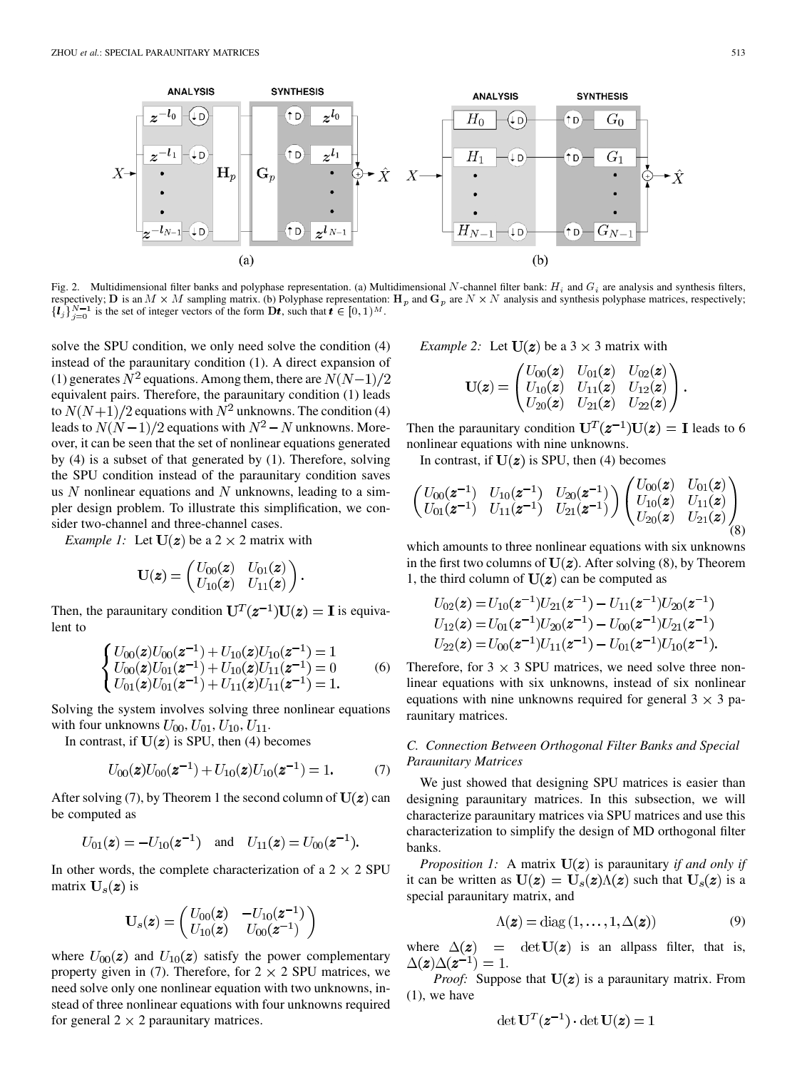Fig. 2. Multidimensional filter banks and polyphase representation. (a) Multidimensional $N$-channel filter bank: $H_i$ and $G_i$ are analysis and synthesis filters, respectively; $\mathbf{D}$ is an $M \times M$ sampling matrix. (b) Polyphase representation: $\mathbf{H}_p$ and $\mathbf{G}_p$ are $N \times N$ analysis and synthesis polyphase matrices, respectively; $\{\boldsymbol{l}_j\}_{j=0}^{N-1}$ is the set of integer vectors of the form $\mathbf{D}\boldsymbol{t}$, such that $\boldsymbol{t} \in [0,1)^M$.

solve the SPU condition, we only need solve the condition (4) instead of the paraunitary condition (1). A direct expansion of (1) generates $N^2$ equations. Among them, there are $N(N-1)/2$ equivalent pairs. Therefore, the paraunitary condition (1) leads to $N(N+1)/2$ equations with $N^2$ unknowns. The condition (4) leads to $N(N-1)/2$ equations with $N^2-N$ unknowns. Moreover, it can be seen that the set of nonlinear equations generated by (4) is a subset of that generated by (1). Therefore, solving the SPU condition instead of the paraunitary condition saves us $N$ nonlinear equations and $N$ unknowns, leading to a simpler design problem. To illustrate this simplification, we consider two-channel and three-channel cases.

*Example 1:* Let $\mathbf{U}(\boldsymbol{z})$ be a $2 \times 2$ matrix with

$$\mathbf{U}(\boldsymbol{z}) = \begin{pmatrix} U_{00}(\boldsymbol{z}) & U_{01}(\boldsymbol{z}) \\ U_{10}(\boldsymbol{z}) & U_{11}(\boldsymbol{z}) \end{pmatrix}.$$

Then, the paraunitary condition $\mathbf{U}^T(\boldsymbol{z}^{-1})\mathbf{U}(\boldsymbol{z}) = \mathbf{I}$ is equivalent to

$$\begin{cases} U_{00}(\boldsymbol{z})U_{00}(\boldsymbol{z}^{-1}) + U_{10}(\boldsymbol{z})U_{10}(\boldsymbol{z}^{-1}) = 1 \\ U_{00}(\boldsymbol{z})U_{01}(\boldsymbol{z}^{-1}) + U_{10}(\boldsymbol{z})U_{11}(\boldsymbol{z}^{-1}) = 0 \\ U_{01}(\boldsymbol{z})U_{01}(\boldsymbol{z}^{-1}) + U_{11}(\boldsymbol{z})U_{11}(\boldsymbol{z}^{-1}) = 1. \end{cases} \tag{6}$$

Solving the system involves solving three nonlinear equations with four unknowns $U_{00}, U_{01}, U_{10}, U_{11}$.

In contrast, if $\mathbf{U}(\boldsymbol{z})$ is SPU, then (4) becomes

$$U_{00}(\boldsymbol{z})U_{00}(\boldsymbol{z}^{-1}) + U_{10}(\boldsymbol{z})U_{10}(\boldsymbol{z}^{-1}) = 1. \tag{7}$$

After solving (7), by Theorem 1 the second column of $\mathbf{U}(\boldsymbol{z})$ can be computed as

$$U_{01}(\boldsymbol{z}) = -U_{10}(\boldsymbol{z}^{-1}) \quad \text{and} \quad U_{11}(\boldsymbol{z}) = U_{00}(\boldsymbol{z}^{-1}).$$

In other words, the complete characterization of a $2 \times 2$ SPU matrix $\mathbf{U}_s(\boldsymbol{z})$ is

$$\mathbf{U}_s(\boldsymbol{z}) = \begin{pmatrix} U_{00}(\boldsymbol{z}) & -U_{10}(\boldsymbol{z}^{-1}) \\ U_{10}(\boldsymbol{z}) & U_{00}(\boldsymbol{z}^{-1}) \end{pmatrix}$$

where $U_{00}(\boldsymbol{z})$ and $U_{10}(\boldsymbol{z})$ satisfy the power complementary property given in (7). Therefore, for $2 \times 2$ SPU matrices, we need solve only one nonlinear equation with two unknowns, instead of three nonlinear equations with four unknowns required for general $2 \times 2$ paraunitary matrices.

*Example 2:* Let $\mathbf{U}(\boldsymbol{z})$ be a $3 \times 3$ matrix with

$$\mathbf{U}(\boldsymbol{z}) = \begin{pmatrix} U_{00}(\boldsymbol{z}) & U_{01}(\boldsymbol{z}) & U_{02}(\boldsymbol{z}) \\ U_{10}(\boldsymbol{z}) & U_{11}(\boldsymbol{z}) & U_{12}(\boldsymbol{z}) \\ U_{20}(\boldsymbol{z}) & U_{21}(\boldsymbol{z}) & U_{22}(\boldsymbol{z}) \end{pmatrix}.$$

Then the paraunitary condition $\mathbf{U}^T(\boldsymbol{z}^{-1})\mathbf{U}(\boldsymbol{z}) = \mathbf{I}$ leads to 6 nonlinear equations with nine unknowns.

In contrast, if $\mathbf{U}(\boldsymbol{z})$ is SPU, then (4) becomes

$$\begin{pmatrix} U_{00}(\boldsymbol{z}^{-1}) & U_{10}(\boldsymbol{z}^{-1}) & U_{20}(\boldsymbol{z}^{-1}) \\ U_{01}(\boldsymbol{z}^{-1}) & U_{11}(\boldsymbol{z}^{-1}) & U_{21}(\boldsymbol{z}^{-1}) \end{pmatrix} \begin{pmatrix} U_{00}(\boldsymbol{z}) & U_{01}(\boldsymbol{z}) \\ U_{10}(\boldsymbol{z}) & U_{11}(\boldsymbol{z}) \\ U_{20}(\boldsymbol{z}) & U_{21}(\boldsymbol{z}) \end{pmatrix} \tag{8}$$

which amounts to three nonlinear equations with six unknowns in the first two columns of $\mathbf{U}(\boldsymbol{z})$. After solving (8), by Theorem 1, the third column of $\mathbf{U}(\boldsymbol{z})$ can be computed as

$$\begin{aligned} U_{02}(\boldsymbol{z}) &= U_{10}(\boldsymbol{z}^{-1})U_{21}(\boldsymbol{z}^{-1}) - U_{11}(\boldsymbol{z}^{-1})U_{20}(\boldsymbol{z}^{-1}) \\ U_{12}(\boldsymbol{z}) &= U_{01}(\boldsymbol{z}^{-1})U_{20}(\boldsymbol{z}^{-1}) - U_{00}(\boldsymbol{z}^{-1})U_{21}(\boldsymbol{z}^{-1}) \\ U_{22}(\boldsymbol{z}) &= U_{00}(\boldsymbol{z}^{-1})U_{11}(\boldsymbol{z}^{-1}) - U_{01}(\boldsymbol{z}^{-1})U_{10}(\boldsymbol{z}^{-1}). \end{aligned}$$

Therefore, for $3 \times 3$ SPU matrices, we need solve three nonlinear equations with six unknowns, instead of six nonlinear equations with nine unknowns required for general $3 \times 3$ paraunitary matrices.

### C. Connection Between Orthogonal Filter Banks and Special Paraunitary Matrices

We just showed that designing SPU matrices is easier than designing paraunitary matrices. In this subsection, we will characterize paraunitary matrices via SPU matrices and use this characterization to simplify the design of MD orthogonal filter banks.

*Proposition 1:* A matrix $\mathbf{U}(\boldsymbol{z})$ is paraunitary *if and only if* it can be written as $\mathbf{U}(\boldsymbol{z}) = \mathbf{U}_s(\boldsymbol{z})\Lambda(\boldsymbol{z})$ such that $\mathbf{U}_s(\boldsymbol{z})$ is a special paraunitary matrix, and

$$\Lambda(\boldsymbol{z}) = \operatorname{diag}(1, \ldots, 1, \Delta(\boldsymbol{z})) \tag{9}$$

where $\Delta(\boldsymbol{z}) = \det \mathbf{U}(\boldsymbol{z})$ is an allpass filter, that is, $\Delta(\boldsymbol{z})\Delta(\boldsymbol{z}^{-1}) = 1$.

*Proof:* Suppose that $\mathbf{U}(\boldsymbol{z})$ is a paraunitary matrix. From (1), we have

$$\det \mathbf{U}^T(\boldsymbol{z}^{-1}) \cdot \det \mathbf{U}(\boldsymbol{z}) = 1$$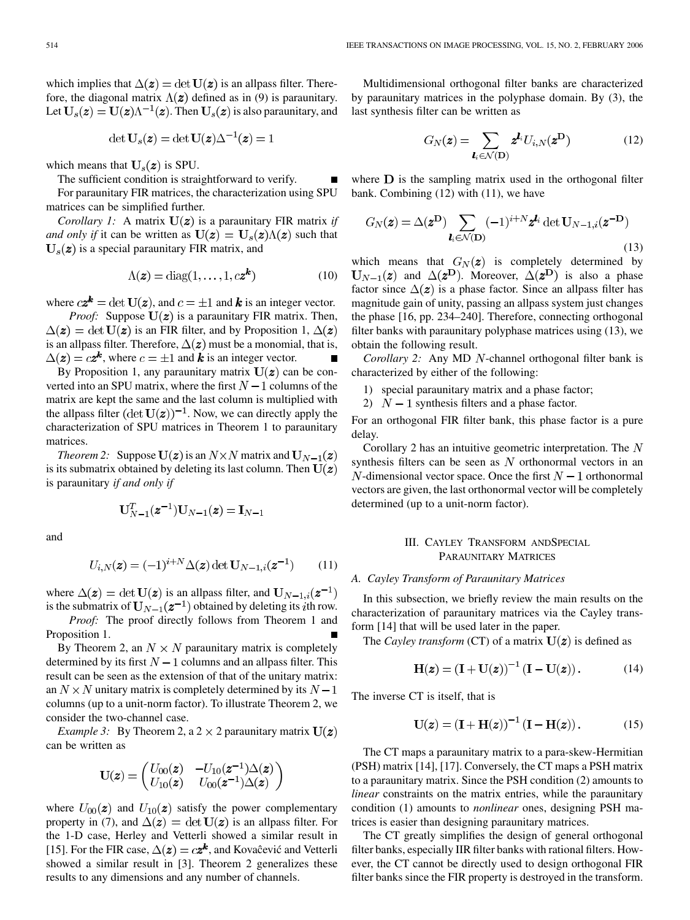which implies that $\Delta(\boldsymbol{z}) = \det \mathbf{U}(\boldsymbol{z})$ is an allpass filter. Therefore, the diagonal matrix $\Lambda(\boldsymbol{z})$ defined as in (9) is paraunitary. Let $\mathbf{U}_s(\boldsymbol{z}) = \mathbf{U}(\boldsymbol{z})\Lambda^{-1}(\boldsymbol{z})$. Then $\mathbf{U}_s(\boldsymbol{z})$ is also paraunitary, and

$$\det \mathbf{U}_s(\boldsymbol{z}) = \det \mathbf{U}(\boldsymbol{z})\Delta^{-1}(\boldsymbol{z}) = 1$$

which means that $\mathbf{U}_s(\boldsymbol{z})$ is SPU.

The sufficient condition is straightforward to verify. ■

For paraunitary FIR matrices, the characterization using SPU matrices can be simplified further.

*Corollary 1:* A matrix $\mathbf{U}(\boldsymbol{z})$ is a paraunitary FIR matrix *if and only if* it can be written as $\mathbf{U}(\boldsymbol{z}) = \mathbf{U}_s(\boldsymbol{z})\Lambda(\boldsymbol{z})$ such that $\mathbf{U}_s(\boldsymbol{z})$ is a special paraunitary FIR matrix, and

$$\Lambda(\boldsymbol{z}) = \operatorname{diag}(1, \ldots, 1, c\boldsymbol{z}^{\boldsymbol{k}}) \tag{10}$$

where $c\boldsymbol{z}^{\boldsymbol{k}} = \det \mathbf{U}(\boldsymbol{z})$, and $c = \pm 1$ and $\boldsymbol{k}$ is an integer vector.

*Proof:* Suppose $\mathbf{U}(\boldsymbol{z})$ is a paraunitary FIR matrix. Then, $\Delta(\boldsymbol{z}) = \det \mathbf{U}(\boldsymbol{z})$ is an FIR filter, and by Proposition 1, $\Delta(\boldsymbol{z})$ is an allpass filter. Therefore, $\Delta(\boldsymbol{z})$ must be a monomial, that is, $\Delta(\boldsymbol{z}) = c\boldsymbol{z}^{\boldsymbol{k}}$, where $c = \pm 1$ and $\boldsymbol{k}$ is an integer vector. ■

By Proposition 1, any paraunitary matrix $\mathbf{U}(\boldsymbol{z})$ can be converted into an SPU matrix, where the first $N-1$ columns of the matrix are kept the same and the last column is multiplied with the allpass filter $(\det \mathbf{U}(\boldsymbol{z}))^{-1}$. Now, we can directly apply the characterization of SPU matrices in Theorem 1 to paraunitary matrices.

*Theorem 2:* Suppose $\mathbf{U}(\boldsymbol{z})$ is an $N \times N$ matrix and $\mathbf{U}_{N-1}(\boldsymbol{z})$ is its submatrix obtained by deleting its last column. Then $\mathbf{U}(\boldsymbol{z})$ is paraunitary *if and only if*

$$\mathbf{U}_{N-1}^T(\boldsymbol{z}^{-1})\mathbf{U}_{N-1}(\boldsymbol{z}) = \mathbf{I}_{N-1}$$

and

$$U_{i,N}(\boldsymbol{z}) = (-1)^{i+N}\Delta(\boldsymbol{z}) \det \mathbf{U}_{N-1,i}(\boldsymbol{z}^{-1}) \tag{11}$$

where $\Delta(\boldsymbol{z}) = \det \mathbf{U}(\boldsymbol{z})$ is an allpass filter, and $\mathbf{U}_{N-1,i}(\boldsymbol{z}^{-1})$ is the submatrix of $\mathbf{U}_{N-1}(\boldsymbol{z}^{-1})$ obtained by deleting its $i$th row.

*Proof:* The proof directly follows from Theorem 1 and Proposition 1. ■

By Theorem 2, an $N \times N$ paraunitary matrix is completely determined by its first $N-1$ columns and an allpass filter. This result can be seen as the extension of that of the unitary matrix: an $N \times N$ unitary matrix is completely determined by its $N-1$ columns (up to a unit-norm factor). To illustrate Theorem 2, we consider the two-channel case.

*Example 3:* By Theorem 2, a $2 \times 2$ paraunitary matrix $\mathbf{U}(\boldsymbol{z})$ can be written as

$$\mathbf{U}(\boldsymbol{z}) = \begin{pmatrix} U_{00}(\boldsymbol{z}) & -U_{10}(\boldsymbol{z}^{-1})\Delta(\boldsymbol{z}) \\ U_{10}(\boldsymbol{z}) & U_{00}(\boldsymbol{z}^{-1})\Delta(\boldsymbol{z}) \end{pmatrix}$$

where $U_{00}(\boldsymbol{z})$ and $U_{10}(\boldsymbol{z})$ satisfy the power complementary property in (7), and $\Delta(\boldsymbol{z}) = \det \mathbf{U}(\boldsymbol{z})$ is an allpass filter. For the 1-D case, Herley and Vetterli showed a similar result in [15]. For the FIR case, $\Delta(\boldsymbol{z}) = c\boldsymbol{z}^{\boldsymbol{k}}$, and Kovačević and Vetterli showed a similar result in [3]. Theorem 2 generalizes these results to any dimensions and any number of channels.

Multidimensional orthogonal filter banks are characterized by paraunitary matrices in the polyphase domain. By (3), the last synthesis filter can be written as

$$G_N(\boldsymbol{z}) = \sum_{\boldsymbol{l}_i \in \mathcal{N}(\mathbf{D})} \boldsymbol{z}^{\boldsymbol{l}_i} U_{i,N}(\boldsymbol{z}^{\mathbf{D}}) \tag{12}$$

where $\mathbf{D}$ is the sampling matrix used in the orthogonal filter bank. Combining (12) with (11), we have

$$G_N(\boldsymbol{z}) = \Delta(\boldsymbol{z}^{\mathbf{D}}) \sum_{\boldsymbol{l}_i \in \mathcal{N}(\mathbf{D})} (-1)^{i+N} \boldsymbol{z}^{\boldsymbol{l}_i} \det \mathbf{U}_{N-1,i}(\boldsymbol{z}^{-\mathbf{D}}) \tag{13}$$

which means that $G_N(\boldsymbol{z})$ is completely determined by $\mathbf{U}_{N-1}(\boldsymbol{z})$ and $\Delta(\boldsymbol{z}^{\mathbf{D}})$. Moreover, $\Delta(\boldsymbol{z}^{\mathbf{D}})$ is also a phase factor since $\Delta(\boldsymbol{z})$ is a phase factor. Since an allpass filter has magnitude gain of unity, passing an allpass system just changes the phase [16, pp. 234–240]. Therefore, connecting orthogonal filter banks with paraunitary polyphase matrices using (13), we obtain the following result.

*Corollary 2:* Any MD $N$-channel orthogonal filter bank is characterized by either of the following:

1) special paraunitary matrix and a phase factor;
2) $N-1$ synthesis filters and a phase factor.

For an orthogonal FIR filter bank, this phase factor is a pure delay.

Corollary 2 has an intuitive geometric interpretation. The $N$ synthesis filters can be seen as $N$ orthonormal vectors in an $N$-dimensional vector space. Once the first $N-1$ orthonormal vectors are given, the last orthonormal vector will be completely determined (up to a unit-norm factor).

## III. Cayley Transform and Special Paraunitary Matrices

### A. Cayley Transform of Paraunitary Matrices

In this subsection, we briefly review the main results on the characterization of paraunitary matrices via the Cayley transform [14] that will be used later in the paper.

The *Cayley transform* (CT) of a matrix $\mathbf{U}(\boldsymbol{z})$ is defined as

$$\mathbf{H}(\boldsymbol{z}) = (\mathbf{I} + \mathbf{U}(\boldsymbol{z}))^{-1} (\mathbf{I} - \mathbf{U}(\boldsymbol{z})). \tag{14}$$

The inverse CT is itself, that is

$$\mathbf{U}(\boldsymbol{z}) = (\mathbf{I} + \mathbf{H}(\boldsymbol{z}))^{-1} (\mathbf{I} - \mathbf{H}(\boldsymbol{z})). \tag{15}$$

The CT maps a paraunitary matrix to a para-skew-Hermitian (PSH) matrix [14], [17]. Conversely, the CT maps a PSH matrix to a paraunitary matrix. Since the PSH condition (2) amounts to *linear* constraints on the matrix entries, while the paraunitary condition (1) amounts to *nonlinear* ones, designing PSH matrices is easier than designing paraunitary matrices.

The CT greatly simplifies the design of general orthogonal filter banks, especially IIR filter banks with rational filters. However, the CT cannot be directly used to design orthogonal FIR filter banks since the FIR property is destroyed in the transform.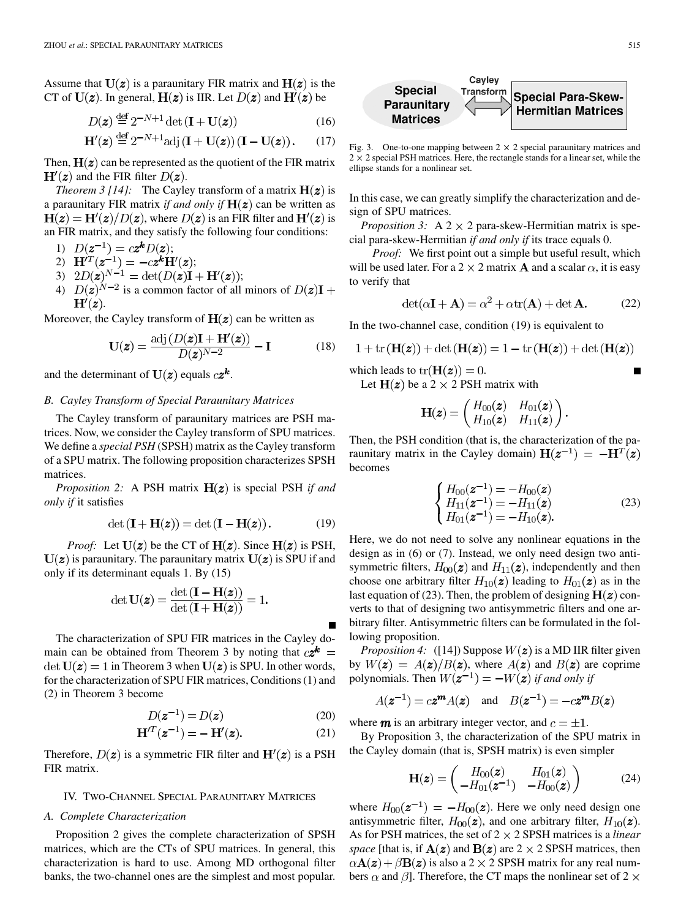Assume that $\mathbf{U}(\boldsymbol{z})$ is a paraunitary FIR matrix and $\mathbf{H}(\boldsymbol{z})$ is the CT of $\mathbf{U}(\boldsymbol{z})$. In general, $\mathbf{H}(\boldsymbol{z})$ is IIR. Let $D(\boldsymbol{z})$ and $\mathbf{H}'(\boldsymbol{z})$ be

$$D(\boldsymbol{z}) \stackrel{\text{def}}{=} 2^{-N+1} \det\left(\mathbf{I} + \mathbf{U}(\boldsymbol{z})\right) \tag{16}$$

$$\mathbf{H}'(\boldsymbol{z}) \stackrel{\text{def}}{=} 2^{-N+1} \text{adj}\left(\mathbf{I} + \mathbf{U}(\boldsymbol{z})\right)\left(\mathbf{I} - \mathbf{U}(\boldsymbol{z})\right). \tag{17}$$

Then, $\mathbf{H}(\boldsymbol{z})$ can be represented as the quotient of the FIR matrix $\mathbf{H}'(\boldsymbol{z})$ and the FIR filter $D(\boldsymbol{z})$.

*Theorem 3 [14]:* The Cayley transform of a matrix $\mathbf{H}(\boldsymbol{z})$ is a paraunitary FIR matrix *if and only if* $\mathbf{H}(\boldsymbol{z})$ can be written as $\mathbf{H}(\boldsymbol{z}) = \mathbf{H}'(\boldsymbol{z})/D(\boldsymbol{z})$, where $D(\boldsymbol{z})$ is an FIR filter and $\mathbf{H}'(\boldsymbol{z})$ is an FIR matrix, and they satisfy the following four conditions:

1) $D(\boldsymbol{z}^{-1}) = c\boldsymbol{z}^{\boldsymbol{k}} D(\boldsymbol{z})$;
2) $\mathbf{H}'^T(\boldsymbol{z}^{-1}) = -c\boldsymbol{z}^{\boldsymbol{k}} \mathbf{H}'(\boldsymbol{z})$;
3) $2D(\boldsymbol{z})^{N-1} = \det(D(\boldsymbol{z})\mathbf{I} + \mathbf{H}'(\boldsymbol{z}))$;
4) $D(\boldsymbol{z})^{N-2}$ is a common factor of all minors of $D(\boldsymbol{z})\mathbf{I} + \mathbf{H}'(\boldsymbol{z})$.

Moreover, the Cayley transform of $\mathbf{H}(\boldsymbol{z})$ can be written as

$$\mathbf{U}(\boldsymbol{z}) = \frac{\text{adj}\left(D(\boldsymbol{z})\mathbf{I} + \mathbf{H}'(\boldsymbol{z})\right)}{D(\boldsymbol{z})^{N-2}} - \mathbf{I} \tag{18}$$

and the determinant of $\mathbf{U}(\boldsymbol{z})$ equals $c\boldsymbol{z}^{\boldsymbol{k}}$.

### B. Cayley Transform of Special Paraunitary Matrices

The Cayley transform of paraunitary matrices are PSH matrices. Now, we consider the Cayley transform of SPU matrices. We define a *special PSH* (SPSH) matrix as the Cayley transform of a SPU matrix. The following proposition characterizes SPSH matrices.

*Proposition 2:* A PSH matrix $\mathbf{H}(\boldsymbol{z})$ is special PSH *if and only if* it satisfies

$$\det\left(\mathbf{I} + \mathbf{H}(\boldsymbol{z})\right) = \det\left(\mathbf{I} - \mathbf{H}(\boldsymbol{z})\right). \tag{19}$$

*Proof:* Let $\mathbf{U}(\boldsymbol{z})$ be the CT of $\mathbf{H}(\boldsymbol{z})$. Since $\mathbf{H}(\boldsymbol{z})$ is PSH, $\mathbf{U}(\boldsymbol{z})$ is paraunitary. The paraunitary matrix $\mathbf{U}(\boldsymbol{z})$ is SPU if and only if its determinant equals 1. By (15)

$$\det \mathbf{U}(\boldsymbol{z}) = \frac{\det\left(\mathbf{I} - \mathbf{H}(\boldsymbol{z})\right)}{\det\left(\mathbf{I} + \mathbf{H}(\boldsymbol{z})\right)} = 1.$$

∎

The characterization of SPU FIR matrices in the Cayley domain can be obtained from Theorem 3 by noting that $c\boldsymbol{z}^{\boldsymbol{k}} = \det \mathbf{U}(\boldsymbol{z}) = 1$ in Theorem 3 when $\mathbf{U}(\boldsymbol{z})$ is SPU. In other words, for the characterization of SPU FIR matrices, Conditions (1) and (2) in Theorem 3 become

$$D(\boldsymbol{z}^{-1}) = D(\boldsymbol{z}) \tag{20}$$

$$\mathbf{H}'^T(\boldsymbol{z}^{-1}) = -\mathbf{H}'(\boldsymbol{z}). \tag{21}$$

Therefore, $D(\boldsymbol{z})$ is a symmetric FIR filter and $\mathbf{H}'(\boldsymbol{z})$ is a PSH FIR matrix.

## IV. Two-Channel Special Paraunitary Matrices

### A. Complete Characterization

Proposition 2 gives the complete characterization of SPSH matrices, which are the CTs of SPU matrices. In general, this characterization is hard to use. Among MD orthogonal filter banks, the two-channel ones are the simplest and most popular.

Fig. 3. One-to-one mapping between $2 \times 2$ special paraunitary matrices and $2 \times 2$ special PSH matrices. Here, the rectangle stands for a linear set, while the ellipse stands for a nonlinear set.

In this case, we can greatly simplify the characterization and design of SPU matrices.

*Proposition 3:* A $2 \times 2$ para-skew-Hermitian matrix is special para-skew-Hermitian *if and only if* its trace equals 0.

*Proof:* We first point out a simple but useful result, which will be used later. For a $2 \times 2$ matrix $\mathbf{A}$ and a scalar $\alpha$, it is easy to verify that

$$\det(\alpha\mathbf{I} + \mathbf{A}) = \alpha^2 + \alpha \text{tr}(\mathbf{A}) + \det \mathbf{A}. \tag{22}$$

In the two-channel case, condition (19) is equivalent to

$$1 + \text{tr}\left(\mathbf{H}(\boldsymbol{z})\right) + \det\left(\mathbf{H}(\boldsymbol{z})\right) = 1 - \text{tr}\left(\mathbf{H}(\boldsymbol{z})\right) + \det\left(\mathbf{H}(\boldsymbol{z})\right)$$

which leads to $\text{tr}(\mathbf{H}(\boldsymbol{z})) = 0$. ∎

Let $\mathbf{H}(\boldsymbol{z})$ be a $2 \times 2$ PSH matrix with

$$\mathbf{H}(\boldsymbol{z}) = \begin{pmatrix} H_{00}(\boldsymbol{z}) & H_{01}(\boldsymbol{z}) \\ H_{10}(\boldsymbol{z}) & H_{11}(\boldsymbol{z}) \end{pmatrix}.$$

Then, the PSH condition (that is, the characterization of the paraunitary matrix in the Cayley domain) $\mathbf{H}(\boldsymbol{z}^{-1}) = -\mathbf{H}^T(\boldsymbol{z})$ becomes

$$\begin{cases} H_{00}(\boldsymbol{z}^{-1}) = -H_{00}(\boldsymbol{z}) \\ H_{11}(\boldsymbol{z}^{-1}) = -H_{11}(\boldsymbol{z}) \\ H_{01}(\boldsymbol{z}^{-1}) = -H_{10}(\boldsymbol{z}). \end{cases} \tag{23}$$

Here, we do not need to solve any nonlinear equations in the design as in (6) or (7). Instead, we only need design two antisymmetric filters, $H_{00}(\boldsymbol{z})$ and $H_{11}(\boldsymbol{z})$, independently and then choose one arbitrary filter $H_{10}(\boldsymbol{z})$ leading to $H_{01}(\boldsymbol{z})$ as in the last equation of (23). Then, the problem of designing $\mathbf{H}(\boldsymbol{z})$ converts to that of designing two antisymmetric filters and one arbitrary filter. Antisymmetric filters can be formulated in the following proposition.

*Proposition 4:* ([14]) Suppose $W(\boldsymbol{z})$ is a MD IIR filter given by $W(\boldsymbol{z}) = A(\boldsymbol{z})/B(\boldsymbol{z})$, where $A(\boldsymbol{z})$ and $B(\boldsymbol{z})$ are coprime polynomials. Then $W(\boldsymbol{z}^{-1}) = -W(\boldsymbol{z})$ *if and only if*

$$A(\boldsymbol{z}^{-1}) = c\boldsymbol{z}^{\boldsymbol{m}} A(\boldsymbol{z}) \quad \text{and} \quad B(\boldsymbol{z}^{-1}) = -c\boldsymbol{z}^{\boldsymbol{m}} B(\boldsymbol{z})$$

where $\boldsymbol{m}$ is an arbitrary integer vector, and $c = \pm 1$.

By Proposition 3, the characterization of the SPU matrix in the Cayley domain (that is, SPSH matrix) is even simpler

$$\mathbf{H}(\boldsymbol{z}) = \begin{pmatrix} H_{00}(\boldsymbol{z}) & H_{01}(\boldsymbol{z}) \\ -H_{01}(\boldsymbol{z}^{-1}) & -H_{00}(\boldsymbol{z}) \end{pmatrix} \tag{24}$$

where $H_{00}(\boldsymbol{z}^{-1}) = -H_{00}(\boldsymbol{z})$. Here we only need design one antisymmetric filter, $H_{00}(\boldsymbol{z})$, and one arbitrary filter, $H_{10}(\boldsymbol{z})$. As for PSH matrices, the set of $2 \times 2$ SPSH matrices is a *linear space* [that is, if $\mathbf{A}(\boldsymbol{z})$ and $\mathbf{B}(\boldsymbol{z})$ are $2 \times 2$ SPSH matrices, then $\alpha\mathbf{A}(\boldsymbol{z}) + \beta\mathbf{B}(\boldsymbol{z})$ is also a $2 \times 2$ SPSH matrix for any real numbers $\alpha$ and $\beta$]. Therefore, the CT maps the nonlinear set of $2 \times$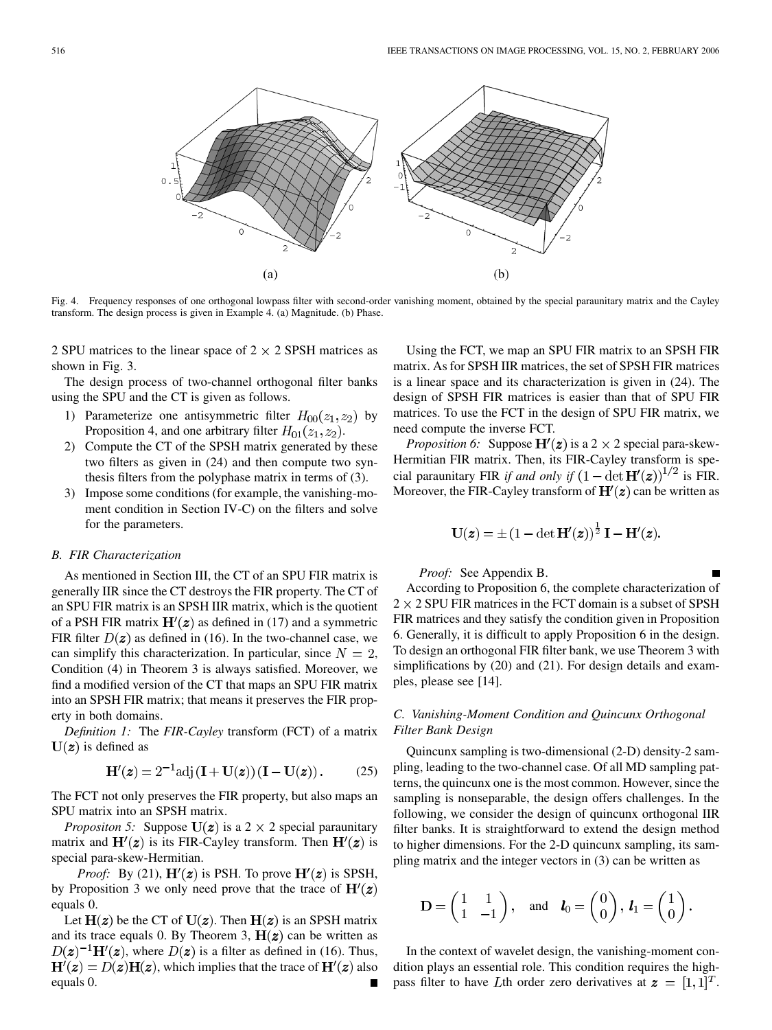Fig. 4. Frequency responses of one orthogonal lowpass filter with second-order vanishing moment, obtained by the special paraunitary matrix and the Cayley transform. The design process is given in Example 4. (a) Magnitude. (b) Phase.

2 SPU matrices to the linear space of 2 × 2 SPSH matrices as shown in Fig. 3.

The design process of two-channel orthogonal filter banks using the SPU and the CT is given as follows.

1) Parameterize one antisymmetric filter $H_{00}(z_1, z_2)$ by Proposition 4, and one arbitrary filter $H_{01}(z_1, z_2)$.
2) Compute the CT of the SPSH matrix generated by these two filters as given in (24) and then compute two synthesis filters from the polyphase matrix in terms of (3).
3) Impose some conditions (for example, the vanishing-moment condition in Section IV-C) on the filters and solve for the parameters.

### *B. FIR Characterization*

As mentioned in Section III, the CT of an SPU FIR matrix is generally IIR since the CT destroys the FIR property. The CT of an SPU FIR matrix is an SPSH IIR matrix, which is the quotient of a PSH FIR matrix $\mathbf{H}'(\boldsymbol{z})$ as defined in (17) and a symmetric FIR filter $D(\boldsymbol{z})$ as defined in (16). In the two-channel case, we can simplify this characterization. In particular, since $N = 2$, Condition (4) in Theorem 3 is always satisfied. Moreover, we find a modified version of the CT that maps an SPU FIR matrix into an SPSH FIR matrix; that means it preserves the FIR property in both domains.

*Definition 1:* The *FIR-Cayley* transform (FCT) of a matrix $\mathbf{U}(\boldsymbol{z})$ is defined as

$$\mathbf{H}'(\boldsymbol{z}) = 2^{-1}\text{adj}\left(\mathbf{I} + \mathbf{U}(\boldsymbol{z})\right)\left(\mathbf{I} - \mathbf{U}(\boldsymbol{z})\right). \tag{25}$$

The FCT not only preserves the FIR property, but also maps an SPU matrix into an SPSH matrix.

*Propositon 5:* Suppose $\mathbf{U}(\boldsymbol{z})$ is a 2 × 2 special paraunitary matrix and $\mathbf{H}'(\boldsymbol{z})$ is its FIR-Cayley transform. Then $\mathbf{H}'(\boldsymbol{z})$ is special para-skew-Hermitian.

*Proof:* By (21), $\mathbf{H}'(\boldsymbol{z})$ is PSH. To prove $\mathbf{H}'(\boldsymbol{z})$ is SPSH, by Proposition 3 we only need prove that the trace of $\mathbf{H}'(\boldsymbol{z})$ equals 0.

Let $\mathbf{H}(\boldsymbol{z})$ be the CT of $\mathbf{U}(\boldsymbol{z})$. Then $\mathbf{H}(\boldsymbol{z})$ is an SPSH matrix and its trace equals 0. By Theorem 3, $\mathbf{H}(\boldsymbol{z})$ can be written as $D(\boldsymbol{z})^{-1}\mathbf{H}'(\boldsymbol{z})$, where $D(\boldsymbol{z})$ is a filter as defined in (16). Thus, $\mathbf{H}'(\boldsymbol{z}) = D(\boldsymbol{z})\mathbf{H}(\boldsymbol{z})$, which implies that the trace of $\mathbf{H}'(\boldsymbol{z})$ also equals 0. ■

Using the FCT, we map an SPU FIR matrix to an SPSH FIR matrix. As for SPSH IIR matrices, the set of SPSH FIR matrices is a linear space and its characterization is given in (24). The design of SPSH FIR matrices is easier than that of SPU FIR matrices. To use the FCT in the design of SPU FIR matrix, we need compute the inverse FCT.

*Proposition 6:* Suppose $\mathbf{H}'(\boldsymbol{z})$ is a 2 × 2 special para-skew-Hermitian FIR matrix. Then, its FIR-Cayley transform is special paraunitary FIR *if and only if* $(1 - \det \mathbf{H}'(\boldsymbol{z}))^{1/2}$ is FIR. Moreover, the FIR-Cayley transform of $\mathbf{H}'(\boldsymbol{z})$ can be written as

$$\mathbf{U}(\boldsymbol{z}) = \pm\left(1 - \det \mathbf{H}'(\boldsymbol{z})\right)^{\frac{1}{2}}\mathbf{I} - \mathbf{H}'(\boldsymbol{z}).$$

*Proof:* See Appendix B. ■

According to Proposition 6, the complete characterization of 2 × 2 SPU FIR matrices in the FCT domain is a subset of SPSH FIR matrices and they satisfy the condition given in Proposition 6. Generally, it is difficult to apply Proposition 6 in the design. To design an orthogonal FIR filter bank, we use Theorem 3 with simplifications by (20) and (21). For design details and examples, please see [14].

### *C. Vanishing-Moment Condition and Quincunx Orthogonal Filter Bank Design*

Quincunx sampling is two-dimensional (2-D) density-2 sampling, leading to the two-channel case. Of all MD sampling patterns, the quincunx one is the most common. However, since the sampling is nonseparable, the design offers challenges. In the following, we consider the design of quincunx orthogonal IIR filter banks. It is straightforward to extend the design method to higher dimensions. For the 2-D quincunx sampling, its sampling matrix and the integer vectors in (3) can be written as

$$\mathbf{D} = \begin{pmatrix} 1 & 1 \\ 1 & -1 \end{pmatrix}, \quad \text{and} \quad \boldsymbol{l}_0 = \begin{pmatrix} 0 \\ 0 \end{pmatrix}, \, \boldsymbol{l}_1 = \begin{pmatrix} 1 \\ 0 \end{pmatrix}.$$

In the context of wavelet design, the vanishing-moment condition plays an essential role. This condition requires the highpass filter to have $L$th order zero derivatives at $\boldsymbol{z} = [1, 1]^T$.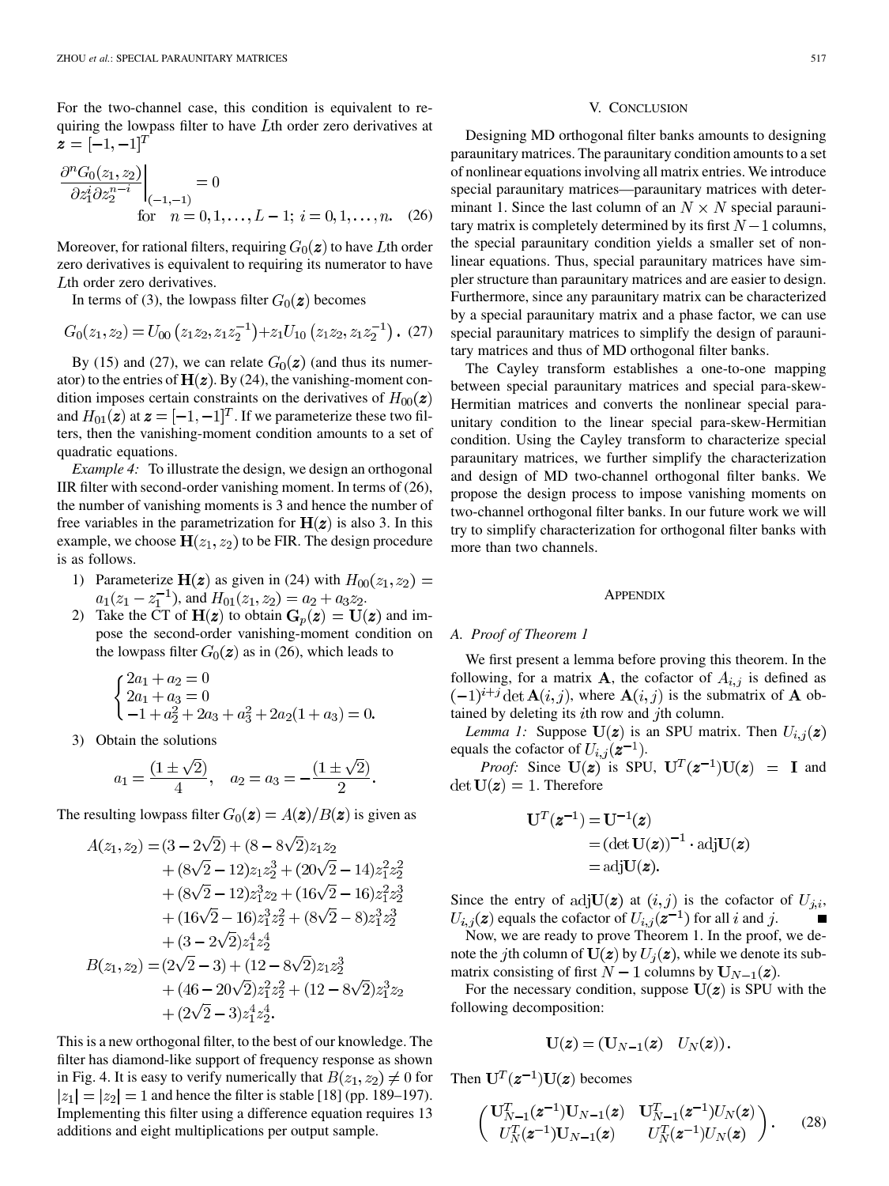For the two-channel case, this condition is equivalent to requiring the lowpass filter to have $L$th order zero derivatives at $\boldsymbol{z} = [-1, -1]^T$

$$\left.\frac{\partial^n G_0(z_1, z_2)}{\partial z_1^i \partial z_2^{n-i}}\right|_{(-1,-1)} = 0 \quad \text{for} \quad n = 0, 1, \ldots, L-1;\ i = 0, 1, \ldots, n. \tag{26}$$

Moreover, for rational filters, requiring $G_0(\boldsymbol{z})$ to have $L$th order zero derivatives is equivalent to requiring its numerator to have $L$th order zero derivatives.

In terms of (3), the lowpass filter $G_0(\boldsymbol{z})$ becomes

$$G_0(z_1, z_2) = U_{00}\left(z_1 z_2, z_1 z_2^{-1}\right) + z_1 U_{10}\left(z_1 z_2, z_1 z_2^{-1}\right). \tag{27}$$

By (15) and (27), we can relate $G_0(\boldsymbol{z})$ (and thus its numerator) to the entries of $\mathbf{H}(\boldsymbol{z})$. By (24), the vanishing-moment condition imposes certain constraints on the derivatives of $H_{00}(\boldsymbol{z})$ and $H_{01}(\boldsymbol{z})$ at $\boldsymbol{z} = [-1, -1]^T$. If we parameterize these two filters, then the vanishing-moment condition amounts to a set of quadratic equations.

*Example 4:* To illustrate the design, we design an orthogonal IIR filter with second-order vanishing moment. In terms of (26), the number of vanishing moments is 3 and hence the number of free variables in the parametrization for $\mathbf{H}(\boldsymbol{z})$ is also 3. In this example, we choose $\mathbf{H}(z_1, z_2)$ to be FIR. The design procedure is as follows.

1) Parameterize $\mathbf{H}(\boldsymbol{z})$ as given in (24) with $H_{00}(z_1, z_2) = a_1(z_1 - z_1^{-1})$, and $H_{01}(z_1, z_2) = a_2 + a_3 z_2$.
2) Take the CT of $\mathbf{H}(\boldsymbol{z})$ to obtain $\mathbf{G}_p(\boldsymbol{z}) = \mathbf{U}(\boldsymbol{z})$ and impose the second-order vanishing-moment condition on the lowpass filter $G_0(\boldsymbol{z})$ as in (26), which leads to

$$\begin{cases} 2a_1 + a_2 = 0 \\ 2a_1 + a_3 = 0 \\ -1 + a_2^2 + 2a_3 + a_3^2 + 2a_2(1 + a_3) = 0. \end{cases}$$

3) Obtain the solutions

$$a_1 = \frac{(1 \pm \sqrt{2})}{4}, \quad a_2 = a_3 = -\frac{(1 \pm \sqrt{2})}{2}.$$

The resulting lowpass filter $G_0(\boldsymbol{z}) = A(\boldsymbol{z})/B(\boldsymbol{z})$ is given as

$$\begin{aligned} A(z_1, z_2) =& (3 - 2\sqrt{2}) + (8 - 8\sqrt{2}) z_1 z_2 \\ &+ (8\sqrt{2} - 12) z_1 z_2^3 + (20\sqrt{2} - 14) z_1^2 z_2^2 \\ &+ (8\sqrt{2} - 12) z_1^3 z_2 + (16\sqrt{2} - 16) z_1^2 z_2^3 \\ &+ (16\sqrt{2} - 16) z_1^3 z_2^2 + (8\sqrt{2} - 8) z_1^3 z_2^3 \\ &+ (3 - 2\sqrt{2}) z_1^4 z_2^4 \\ B(z_1, z_2) =& (2\sqrt{2} - 3) + (12 - 8\sqrt{2}) z_1 z_2^3 \\ &+ (46 - 20\sqrt{2}) z_1^2 z_2^2 + (12 - 8\sqrt{2}) z_1^3 z_2 \\ &+ (2\sqrt{2} - 3) z_1^4 z_2^4. \end{aligned}$$

This is a new orthogonal filter, to the best of our knowledge. The filter has diamond-like support of frequency response as shown in Fig. 4. It is easy to verify numerically that $B(z_1, z_2) \neq 0$ for $|z_1| = |z_2| = 1$ and hence the filter is stable [18] (pp. 189–197). Implementing this filter using a difference equation requires 13 additions and eight multiplications per output sample.

## V. Conclusion

Designing MD orthogonal filter banks amounts to designing paraunitary matrices. The paraunitary condition amounts to a set of nonlinear equations involving all matrix entries. We introduce special paraunitary matrices—paraunitary matrices with determinant 1. Since the last column of an $N \times N$ special paraunitary matrix is completely determined by its first $N-1$ columns, the special paraunitary condition yields a smaller set of nonlinear equations. Thus, special paraunitary matrices have simpler structure than paraunitary matrices and are easier to design. Furthermore, since any paraunitary matrix can be characterized by a special paraunitary matrix and a phase factor, we can use special paraunitary matrices to simplify the design of paraunitary matrices and thus of MD orthogonal filter banks.

The Cayley transform establishes a one-to-one mapping between special paraunitary matrices and special para-skew-Hermitian matrices and converts the nonlinear special paraunitary condition to the linear special para-skew-Hermitian condition. Using the Cayley transform to characterize special paraunitary matrices, we further simplify the characterization and design of MD two-channel orthogonal filter banks. We propose the design process to impose vanishing moments on two-channel orthogonal filter banks. In our future work we will try to simplify characterization for orthogonal filter banks with more than two channels.

## Appendix

### A. Proof of Theorem 1

We first present a lemma before proving this theorem. In the following, for a matrix $\mathbf{A}$, the cofactor of $A_{i,j}$ is defined as $(-1)^{i+j} \det \mathbf{A}(i, j)$, where $\mathbf{A}(i, j)$ is the submatrix of $\mathbf{A}$ obtained by deleting its $i$th row and $j$th column.

*Lemma 1:* Suppose $\mathbf{U}(\boldsymbol{z})$ is an SPU matrix. Then $U_{i,j}(\boldsymbol{z})$ equals the cofactor of $U_{i,j}(\boldsymbol{z}^{-1})$.

*Proof:* Since $\mathbf{U}(\boldsymbol{z})$ is SPU, $\mathbf{U}^T(\boldsymbol{z}^{-1})\mathbf{U}(\boldsymbol{z}) = \mathbf{I}$ and $\det \mathbf{U}(\boldsymbol{z}) = 1$. Therefore

$$\begin{aligned} \mathbf{U}^T(\boldsymbol{z}^{-1}) &= \mathbf{U}^{-1}(\boldsymbol{z}) \\ &= (\det \mathbf{U}(\boldsymbol{z}))^{-1} \cdot \operatorname{adj}\mathbf{U}(\boldsymbol{z}) \\ &= \operatorname{adj}\mathbf{U}(\boldsymbol{z}). \end{aligned}$$

Since the entry of $\operatorname{adj}\mathbf{U}(\boldsymbol{z})$ at $(i, j)$ is the cofactor of $U_{j,i}$, $U_{i,j}(\boldsymbol{z})$ equals the cofactor of $U_{i,j}(\boldsymbol{z}^{-1})$ for all $i$ and $j$. ∎

Now, we are ready to prove Theorem 1. In the proof, we denote the $j$th column of $\mathbf{U}(\boldsymbol{z})$ by $U_j(\boldsymbol{z})$, while we denote its submatrix consisting of first $N-1$ columns by $\mathbf{U}_{N-1}(\boldsymbol{z})$.

For the necessary condition, suppose $\mathbf{U}(\boldsymbol{z})$ is SPU with the following decomposition:

$$\mathbf{U}(\boldsymbol{z}) = \begin{pmatrix} \mathbf{U}_{N-1}(\boldsymbol{z}) & U_N(\boldsymbol{z}) \end{pmatrix}.$$

Then $\mathbf{U}^T(\boldsymbol{z}^{-1})\mathbf{U}(\boldsymbol{z})$ becomes

$$\begin{pmatrix} \mathbf{U}_{N-1}^T(\boldsymbol{z}^{-1})\mathbf{U}_{N-1}(\boldsymbol{z}) & \mathbf{U}_{N-1}^T(\boldsymbol{z}^{-1}) U_N(\boldsymbol{z}) \\ U_N^T(\boldsymbol{z}^{-1})\mathbf{U}_{N-1}(\boldsymbol{z}) & U_N^T(\boldsymbol{z}^{-1}) U_N(\boldsymbol{z}) \end{pmatrix}. \tag{28}$$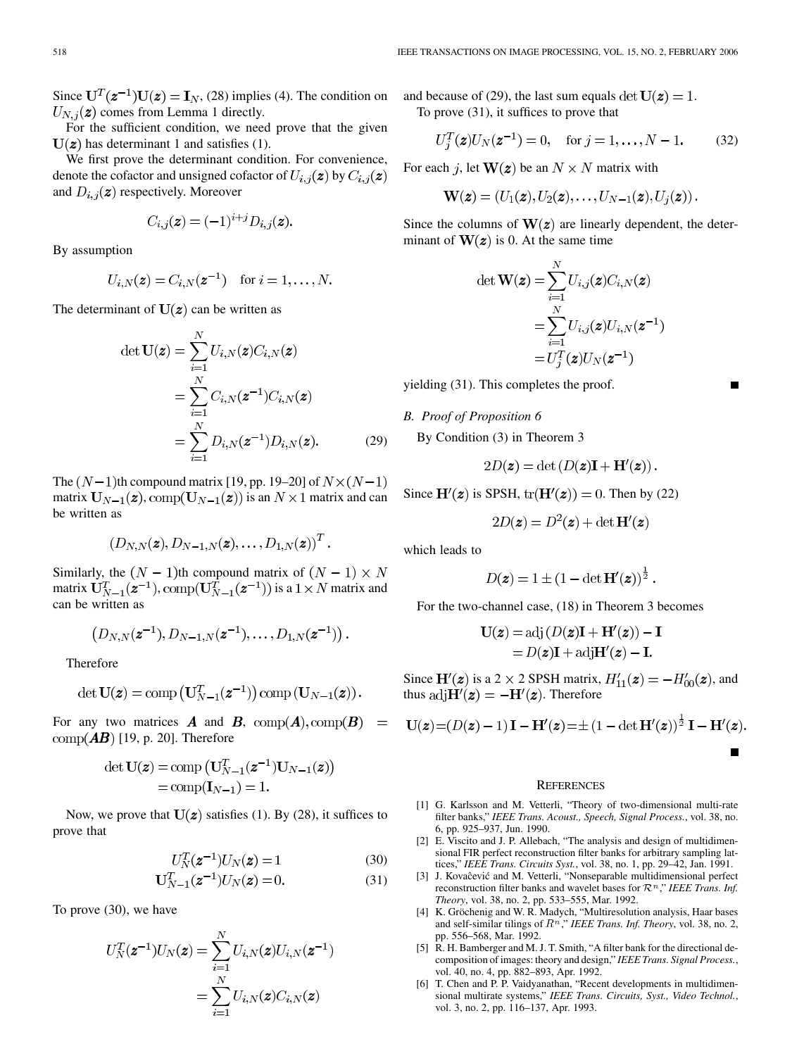Since $\mathbf{U}^T(\boldsymbol{z}^{-1})\mathbf{U}(\boldsymbol{z}) = \mathbf{I}_N$, (28) implies (4). The condition on $U_{N,j}(\boldsymbol{z})$ comes from Lemma 1 directly.

For the sufficient condition, we need prove that the given $\mathbf{U}(\boldsymbol{z})$ has determinant 1 and satisfies (1).

We first prove the determinant condition. For convenience, denote the cofactor and unsigned cofactor of $U_{i,j}(\boldsymbol{z})$ by $C_{i,j}(\boldsymbol{z})$ and $D_{i,j}(\boldsymbol{z})$ respectively. Moreover

$$C_{i,j}(\boldsymbol{z}) = (-1)^{i+j} D_{i,j}(\boldsymbol{z}).$$

By assumption

$$U_{i,N}(\boldsymbol{z}) = C_{i,N}(\boldsymbol{z}^{-1}) \quad \text{for } i = 1, \ldots, N.$$

The determinant of $\mathbf{U}(\boldsymbol{z})$ can be written as

$$\begin{aligned}
\det \mathbf{U}(\boldsymbol{z}) &= \sum_{i=1}^{N} U_{i,N}(\boldsymbol{z}) C_{i,N}(\boldsymbol{z}) \\
&= \sum_{i=1}^{N} C_{i,N}(\boldsymbol{z}^{-1}) C_{i,N}(\boldsymbol{z}) \\
&= \sum_{i=1}^{N} D_{i,N}(\boldsymbol{z}^{-1}) D_{i,N}(\boldsymbol{z}). \qquad (29)
\end{aligned}$$

The $(N-1)$th compound matrix [19, pp. 19–20] of $N \times (N-1)$ matrix $\mathbf{U}_{N-1}(\boldsymbol{z})$, $\text{comp}(\mathbf{U}_{N-1}(\boldsymbol{z}))$ is an $N \times 1$ matrix and can be written as

$$(D_{N,N}(\boldsymbol{z}), D_{N-1,N}(\boldsymbol{z}), \ldots, D_{1,N}(\boldsymbol{z}))^T.$$

Similarly, the $(N-1)$th compound matrix of $(N-1) \times N$ matrix $\mathbf{U}_{N-1}^T(\boldsymbol{z}^{-1})$, $\text{comp}(\mathbf{U}_{N-1}^T(\boldsymbol{z}^{-1}))$ is a $1 \times N$ matrix and can be written as

$$\left(D_{N,N}(\boldsymbol{z}^{-1}), D_{N-1,N}(\boldsymbol{z}^{-1}), \ldots, D_{1,N}(\boldsymbol{z}^{-1})\right).$$

Therefore

$$\det \mathbf{U}(\boldsymbol{z}) = \text{comp}\left(\mathbf{U}_{N-1}^T(\boldsymbol{z}^{-1})\right) \text{comp}\left(\mathbf{U}_{N-1}(\boldsymbol{z})\right).$$

For any two matrices $\boldsymbol{A}$ and $\boldsymbol{B}$, $\text{comp}(\boldsymbol{A}), \text{comp}(\boldsymbol{B}) = \text{comp}(\boldsymbol{AB})$ [19, p. 20]. Therefore

$$\begin{aligned}
\det \mathbf{U}(\boldsymbol{z}) &= \text{comp}\left(\mathbf{U}_{N-1}^T(\boldsymbol{z}^{-1})\mathbf{U}_{N-1}(\boldsymbol{z})\right) \\
&= \text{comp}(\mathbf{I}_{N-1}) = 1.
\end{aligned}$$

Now, we prove that $\mathbf{U}(\boldsymbol{z})$ satisfies (1). By (28), it suffices to prove that

$$U_N^T(\boldsymbol{z}^{-1}) U_N(\boldsymbol{z}) = 1 \qquad (30)$$

$$\mathbf{U}_{N-1}^T(\boldsymbol{z}^{-1}) U_N(\boldsymbol{z}) = 0. \qquad (31)$$

To prove (30), we have

$$\begin{aligned}
U_N^T(\boldsymbol{z}^{-1}) U_N(\boldsymbol{z}) &= \sum_{i=1}^{N} U_{i,N}(\boldsymbol{z}) U_{i,N}(\boldsymbol{z}^{-1}) \\
&= \sum_{i=1}^{N} U_{i,N}(\boldsymbol{z}) C_{i,N}(\boldsymbol{z})
\end{aligned}$$

and because of (29), the last sum equals $\det \mathbf{U}(\boldsymbol{z}) = 1$.

To prove (31), it suffices to prove that

$$U_j^T(\boldsymbol{z}) U_N(\boldsymbol{z}^{-1}) = 0, \quad \text{for } j = 1, \ldots, N-1. \qquad (32)$$

For each $j$, let $\mathbf{W}(\boldsymbol{z})$ be an $N \times N$ matrix with

$$\mathbf{W}(\boldsymbol{z}) = (U_1(\boldsymbol{z}), U_2(\boldsymbol{z}), \ldots, U_{N-1}(\boldsymbol{z}), U_j(\boldsymbol{z})).$$

Since the columns of $\mathbf{W}(\boldsymbol{z})$ are linearly dependent, the determinant of $\mathbf{W}(\boldsymbol{z})$ is 0. At the same time

$$\begin{aligned}
\det \mathbf{W}(\boldsymbol{z}) &= \sum_{i=1}^{N} U_{i,j}(\boldsymbol{z}) C_{i,N}(\boldsymbol{z}) \\
&= \sum_{i=1}^{N} U_{i,j}(\boldsymbol{z}) U_{i,N}(\boldsymbol{z}^{-1}) \\
&= U_j^T(\boldsymbol{z}) U_N(\boldsymbol{z}^{-1})
\end{aligned}$$

yielding (31). This completes the proof. ∎

### *B. Proof of Proposition 6*

By Condition (3) in Theorem 3

$$2D(\boldsymbol{z}) = \det\left(D(\boldsymbol{z})\mathbf{I} + \mathbf{H}'(\boldsymbol{z})\right).$$

Since $\mathbf{H}'(\boldsymbol{z})$ is SPSH, $\text{tr}(\mathbf{H}'(\boldsymbol{z})) = 0$. Then by (22)

$$2D(\boldsymbol{z}) = D^2(\boldsymbol{z}) + \det \mathbf{H}'(\boldsymbol{z})$$

which leads to

$$D(\boldsymbol{z}) = 1 \pm (1 - \det \mathbf{H}'(\boldsymbol{z}))^{\frac{1}{2}}.$$

For the two-channel case, (18) in Theorem 3 becomes

$$\begin{aligned}
\mathbf{U}(\boldsymbol{z}) &= \text{adj}\left(D(\boldsymbol{z})\mathbf{I} + \mathbf{H}'(\boldsymbol{z})\right) - \mathbf{I} \\
&= D(\boldsymbol{z})\mathbf{I} + \text{adj}\mathbf{H}'(\boldsymbol{z}) - \mathbf{I}.
\end{aligned}$$

Since $\mathbf{H}'(\boldsymbol{z})$ is a $2 \times 2$ SPSH matrix, $H'_{11}(\boldsymbol{z}) = -H'_{00}(\boldsymbol{z})$, and thus $\text{adj}\mathbf{H}'(\boldsymbol{z}) = -\mathbf{H}'(\boldsymbol{z})$. Therefore

$$\mathbf{U}(\boldsymbol{z}) = (D(\boldsymbol{z}) - 1)\mathbf{I} - \mathbf{H}'(\boldsymbol{z}) = \pm (1 - \det \mathbf{H}'(\boldsymbol{z}))^{\frac{1}{2}} \mathbf{I} - \mathbf{H}'(\boldsymbol{z}).$$

∎

## References

[1] G. Karlsson and M. Vetterli, "Theory of two-dimensional multi-rate filter banks," *IEEE Trans. Acoust., Speech, Signal Process.*, vol. 38, no. 6, pp. 925–937, Jun. 1990.

[2] E. Viscito and J. P. Allebach, "The analysis and design of multidimensional FIR perfect reconstruction filter banks for arbitrary sampling lattices," *IEEE Trans. Circuits Syst.*, vol. 38, no. 1, pp. 29–42, Jan. 1991.

[3] J. Kovaĉević and M. Vetterli, "Nonseparable multidimensional perfect reconstruction filter banks and wavelet bases for $\mathcal{R}^n$," *IEEE Trans. Inf. Theory*, vol. 38, no. 2, pp. 533–555, Mar. 1992.

[4] K. Gröchenig and W. R. Madych, "Multiresolution analysis, Haar bases and self-similar tilings of $R^n$," *IEEE Trans. Inf. Theory*, vol. 38, no. 2, pp. 556–568, Mar. 1992.

[5] R. H. Bamberger and M. J. T. Smith, "A filter bank for the directional decomposition of images: theory and design," *IEEE Trans. Signal Process.*, vol. 40, no. 4, pp. 882–893, Apr. 1992.

[6] T. Chen and P. P. Vaidyanathan, "Recent developments in multidimensional multirate systems," *IEEE Trans. Circuits, Syst., Video Technol.*, vol. 3, no. 2, pp. 116–137, Apr. 1993.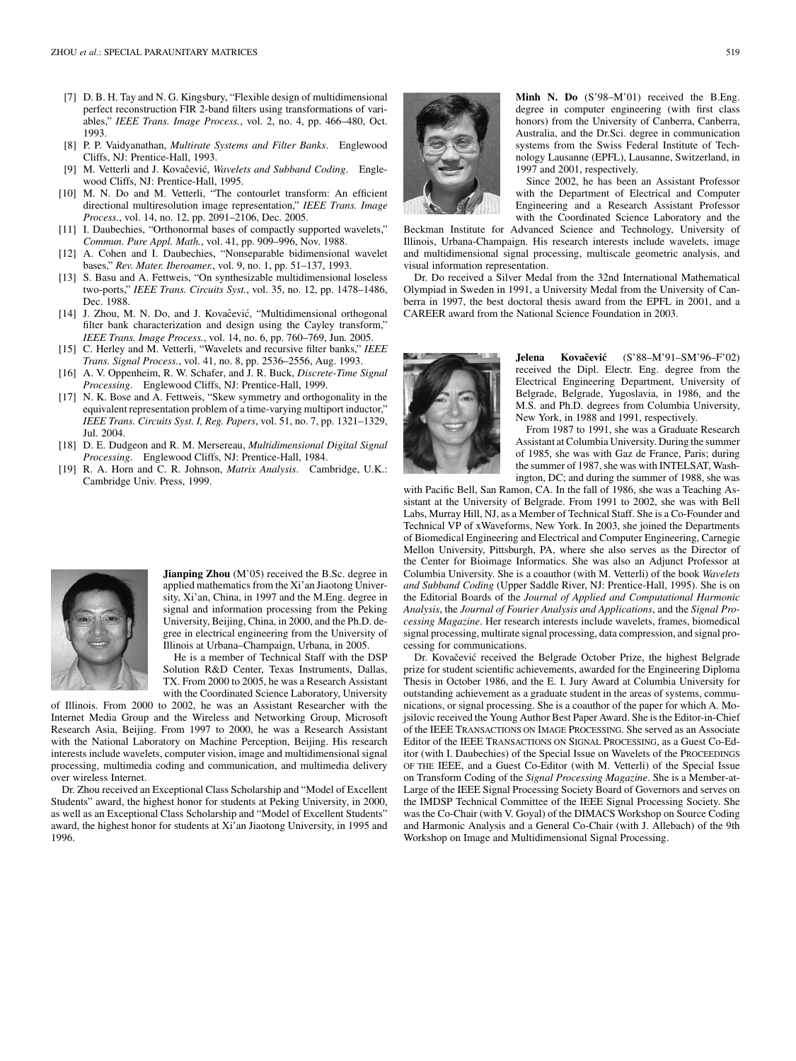[7] D. B. H. Tay and N. G. Kingsbury, “Flexible design of multidimensional perfect reconstruction FIR 2-band filters using transformations of variables,” *IEEE Trans. Image Process.*, vol. 2, no. 4, pp. 466–480, Oct. 1993.

[8] P. P. Vaidyanathan, *Multirate Systems and Filter Banks*. Englewood Cliffs, NJ: Prentice-Hall, 1993.

[9] M. Vetterli and J. Kovaĉević, *Wavelets and Subband Coding*. Englewood Cliffs, NJ: Prentice-Hall, 1995.

[10] M. N. Do and M. Vetterli, “The contourlet transform: An efficient directional multiresolution image representation,” *IEEE Trans. Image Process.*, vol. 14, no. 12, pp. 2091–2106, Dec. 2005.

[11] I. Daubechies, “Orthonormal bases of compactly supported wavelets,” *Commun. Pure Appl. Math.*, vol. 41, pp. 909–996, Nov. 1988.

[12] A. Cohen and I. Daubechies, “Nonseparable bidimensional wavelet bases,” *Rev. Mater. Iberoamer.*, vol. 9, no. 1, pp. 51–137, 1993.

[13] S. Basu and A. Fettweis, “On synthesizable multidimensional loseless two-ports,” *IEEE Trans. Circuits Syst.*, vol. 35, no. 12, pp. 1478–1486, Dec. 1988.

[14] J. Zhou, M. N. Do, and J. Kovaĉević, “Multidimensional orthogonal filter bank characterization and design using the Cayley transform,” *IEEE Trans. Image Process.*, vol. 14, no. 6, pp. 760–769, Jun. 2005.

[15] C. Herley and M. Vetterli, “Wavelets and recursive filter banks,” *IEEE Trans. Signal Process.*, vol. 41, no. 8, pp. 2536–2556, Aug. 1993.

[16] A. V. Oppenheim, R. W. Schafer, and J. R. Buck, *Discrete-Time Signal Processing*. Englewood Cliffs, NJ: Prentice-Hall, 1999.

[17] N. K. Bose and A. Fettweis, “Skew symmetry and orthogonality in the equivalent representation problem of a time-varying multiport inductor,” *IEEE Trans. Circuits Syst. I, Reg. Papers*, vol. 51, no. 7, pp. 1321–1329, Jul. 2004.

[18] D. E. Dudgeon and R. M. Mersereau, *Multidimensional Digital Signal Processing*. Englewood Cliffs, NJ: Prentice-Hall, 1984.

[19] R. A. Horn and C. R. Johnson, *Matrix Analysis*. Cambridge, U.K.: Cambridge Univ. Press, 1999.

**Jianping Zhou** (M’05) received the B.Sc. degree in applied mathematics from the Xi’an Jiaotong University, Xi’an, China, in 1997 and the M.Eng. degree in signal and information processing from the Peking University, Beijing, China, in 2000, and the Ph.D. degree in electrical engineering from the University of Illinois at Urbana–Champaign, Urbana, in 2005.

He is a member of Technical Staff with the DSP Solution R&D Center, Texas Instruments, Dallas, TX. From 2000 to 2005, he was a Research Assistant with the Coordinated Science Laboratory, University of Illinois. From 2000 to 2002, he was an Assistant Researcher with the Internet Media Group and the Wireless and Networking Group, Microsoft Research Asia, Beijing. From 1997 to 2000, he was a Research Assistant with the National Laboratory on Machine Perception, Beijing. His research interests include wavelets, computer vision, image and multidimensional signal processing, multimedia coding and communication, and multimedia delivery over wireless Internet.

Dr. Zhou received an Exceptional Class Scholarship and “Model of Excellent Students” award, the highest honor for students at Peking University, in 2000, as well as an Exceptional Class Scholarship and “Model of Excellent Students” award, the highest honor for students at Xi’an Jiaotong University, in 1995 and 1996.

**Minh N. Do** (S’98–M’01) received the B.Eng. degree in computer engineering (with first class honors) from the University of Canberra, Canberra, Australia, and the Dr.Sci. degree in communication systems from the Swiss Federal Institute of Technology Lausanne (EPFL), Lausanne, Switzerland, in 1997 and 2001, respectively.

Since 2002, he has been an Assistant Professor with the Department of Electrical and Computer Engineering and a Research Assistant Professor with the Coordinated Science Laboratory and the Beckman Institute for Advanced Science and Technology, University of Illinois, Urbana-Champaign. His research interests include wavelets, image and multidimensional signal processing, multiscale geometric analysis, and visual information representation.

Dr. Do received a Silver Medal from the 32nd International Mathematical Olympiad in Sweden in 1991, a University Medal from the University of Canberra in 1997, the best doctoral thesis award from the EPFL in 2001, and a CAREER award from the National Science Foundation in 2003.

**Jelena Kovačević** (S’88–M’91–SM’96–F’02) received the Dipl. Electr. Eng. degree from the Electrical Engineering Department, University of Belgrade, Belgrade, Yugoslavia, in 1986, and the M.S. and Ph.D. degrees from Columbia University, New York, in 1988 and 1991, respectively.

From 1987 to 1991, she was a Graduate Research Assistant at Columbia University. During the summer of 1985, she was with Gaz de France, Paris; during the summer of 1987, she was with INTELSAT, Washington, DC; and during the summer of 1988, she was with Pacific Bell, San Ramon, CA. In the fall of 1986, she was a Teaching Assistant at the University of Belgrade. From 1991 to 2002, she was with Bell Labs, Murray Hill, NJ, as a Member of Technical Staff. She is a Co-Founder and Technical VP of xWaveforms, New York. In 2003, she joined the Departments of Biomedical Engineering and Electrical and Computer Engineering, Carnegie Mellon University, Pittsburgh, PA, where she also serves as the Director of the Center for Bioimage Informatics. She was also an Adjunct Professor at Columbia University. She is a coauthor (with M. Vetterli) of the book *Wavelets and Subband Coding* (Upper Saddle River, NJ: Prentice-Hall, 1995). She is on the Editorial Boards of the *Journal of Applied and Computational Harmonic Analysis*, the *Journal of Fourier Analysis and Applications*, and the *Signal Processing Magazine*. Her research interests include wavelets, frames, biomedical signal processing, multirate signal processing, data compression, and signal processing for communications.

Dr. Kovačević received the Belgrade October Prize, the highest Belgrade prize for student scientific achievements, awarded for the Engineering Diploma Thesis in October 1986, and the E. I. Jury Award at Columbia University for outstanding achievement as a graduate student in the areas of systems, communications, or signal processing. She is a coauthor of the paper for which A. Mojsilovic received the Young Author Best Paper Award. She is the Editor-in-Chief of the IEEE TRANSACTIONS ON IMAGE PROCESSING. She served as an Associate Editor of the IEEE TRANSACTIONS ON SIGNAL PROCESSING, as a Guest Co-Editor (with I. Daubechies) of the Special Issue on Wavelets of the PROCEEDINGS OF THE IEEE, and a Guest Co-Editor (with M. Vetterli) of the Special Issue on Transform Coding of the *Signal Processing Magazine*. She is a Member-at-Large of the IEEE Signal Processing Society Board of Governors and serves on the IMDSP Technical Committee of the IEEE Signal Processing Society. She was the Co-Chair (with V. Goyal) of the DIMACS Workshop on Source Coding and Harmonic Analysis and a General Co-Chair (with J. Allebach) of the 9th Workshop on Image and Multidimensional Signal Processing.